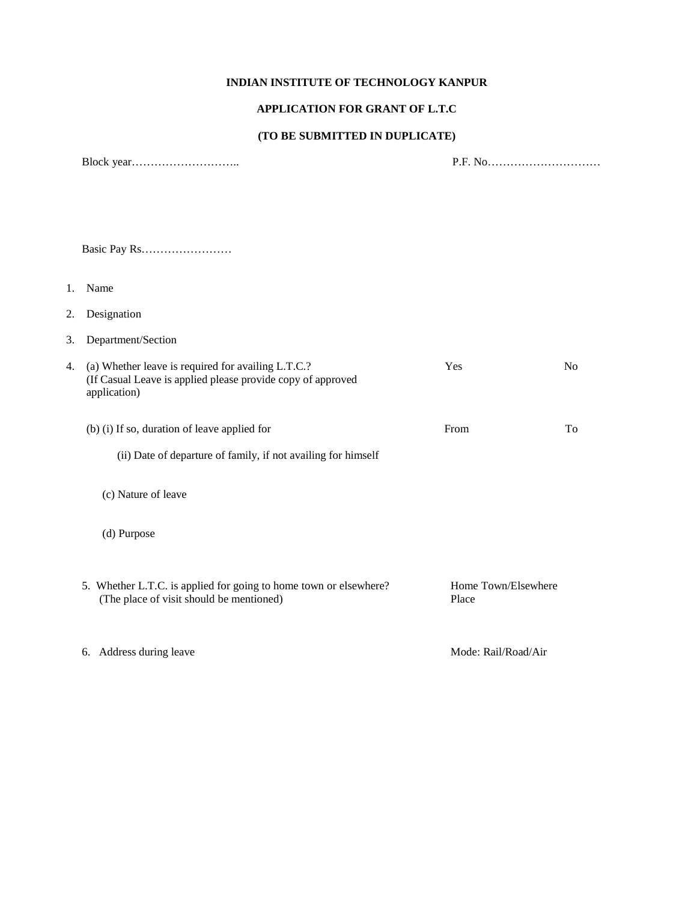**INDIAN INSTITUTE OF TECHNOLOGY KANPUR**

**APPLICATION FOR GRANT OF L.T.C**

**(TO BE SUBMITTED IN DUPLICATE)**

Block year……………………….. P.F. No…………………………

Basic Pay Rs……………………

1. Name
2. Designation
3. Department/Section
4. (a) Whether leave is required for availing L.T.C.? Yes No
   (If Casual Leave is applied please provide copy of approved application)

   (b) (i) If so, duration of leave applied for From To

   (ii) Date of departure of family, if not availing for himself

   (c) Nature of leave

   (d) Purpose

5. Whether L.T.C. is applied for going to home town or elsewhere? Home Town/Elsewhere
   (The place of visit should be mentioned) Place

6. Address during leave Mode: Rail/Road/Air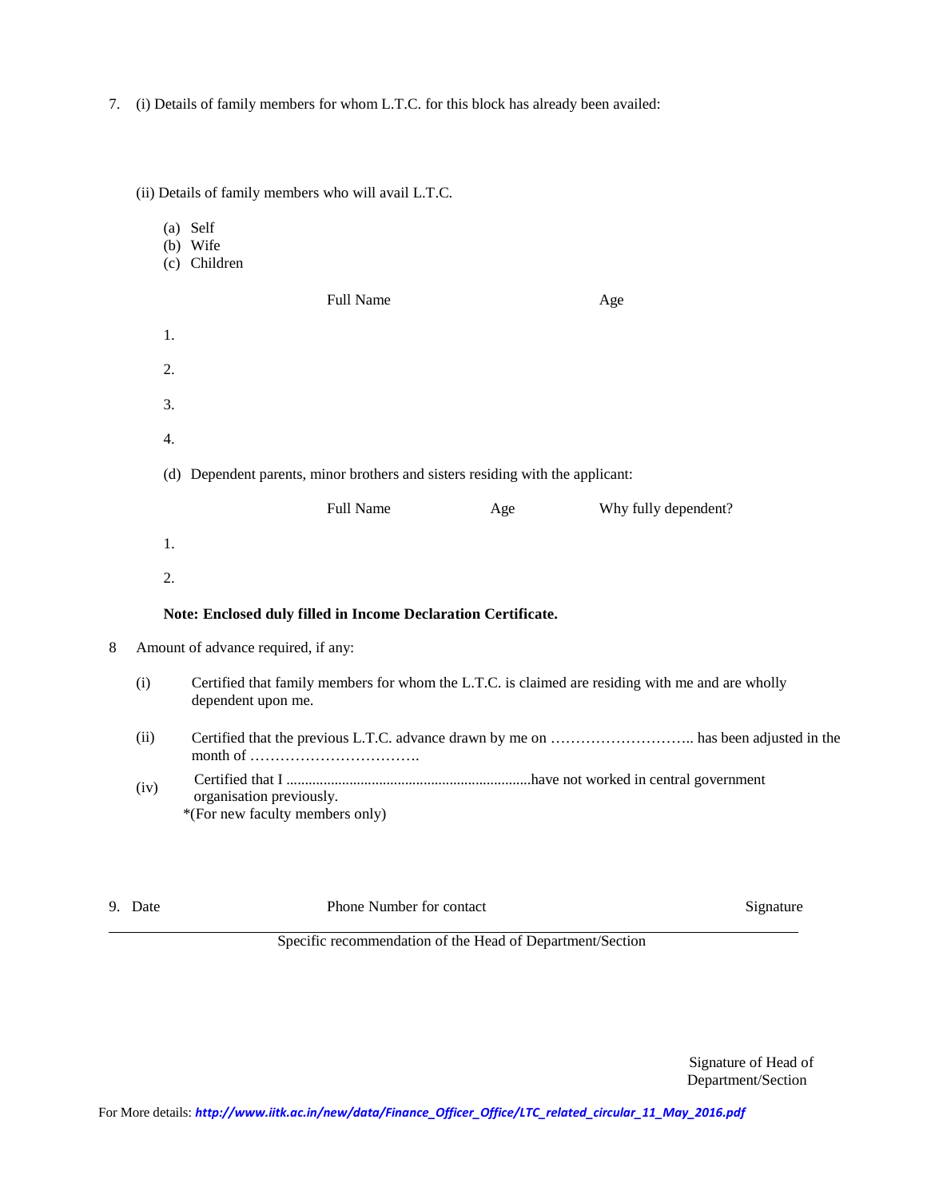7. (i) Details of family members for whom L.T.C. for this block has already been availed:

(ii) Details of family members who will avail L.T.C.

(a) Self
(b) Wife
(c) Children

| | Full Name | Age |
|---|---|---|
| 1. | | |
| 2. | | |
| 3. | | |
| 4. | | |

(d) Dependent parents, minor brothers and sisters residing with the applicant:

| | Full Name | Age | Why fully dependent? |
|---|---|---|---|
| 1. | | | |
| 2. | | | |

**Note: Enclosed duly filled in Income Declaration Certificate.**

8 Amount of advance required, if any:

(i) Certified that family members for whom the L.T.C. is claimed are residing with me and are wholly dependent upon me.

(ii) Certified that the previous L.T.C. advance drawn by me on ……………………….. has been adjusted in the month of …………………………….

(iv) Certified that I ..................................................................have not worked in central government organisation previously.
*(For new faculty members only)

9. Date Phone Number for contact Signature

Specific recommendation of the Head of Department/Section

Signature of Head of Department/Section

For More details: ***http://www.iitk.ac.in/new/data/Finance_Officer_Office/LTC_related_circular_11_May_2016.pdf***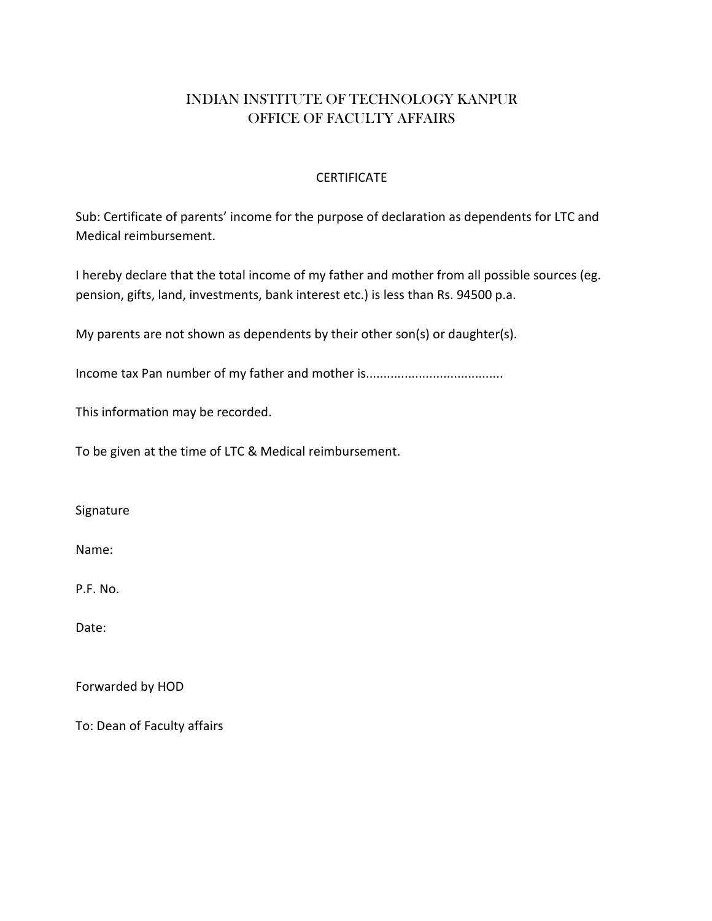# INDIAN INSTITUTE OF TECHNOLOGY KANPUR
## OFFICE OF FACULTY AFFAIRS

### CERTIFICATE

Sub: Certificate of parents' income for the purpose of declaration as dependents for LTC and Medical reimbursement.

I hereby declare that the total income of my father and mother from all possible sources (eg. pension, gifts, land, investments, bank interest etc.) is less than Rs. 94500 p.a.

My parents are not shown as dependents by their other son(s) or daughter(s).

Income tax Pan number of my father and mother is......................................

This information may be recorded.

To be given at the time of LTC & Medical reimbursement.

Signature

Name:

P.F. No.

Date:

Forwarded by HOD

To: Dean of Faculty affairs